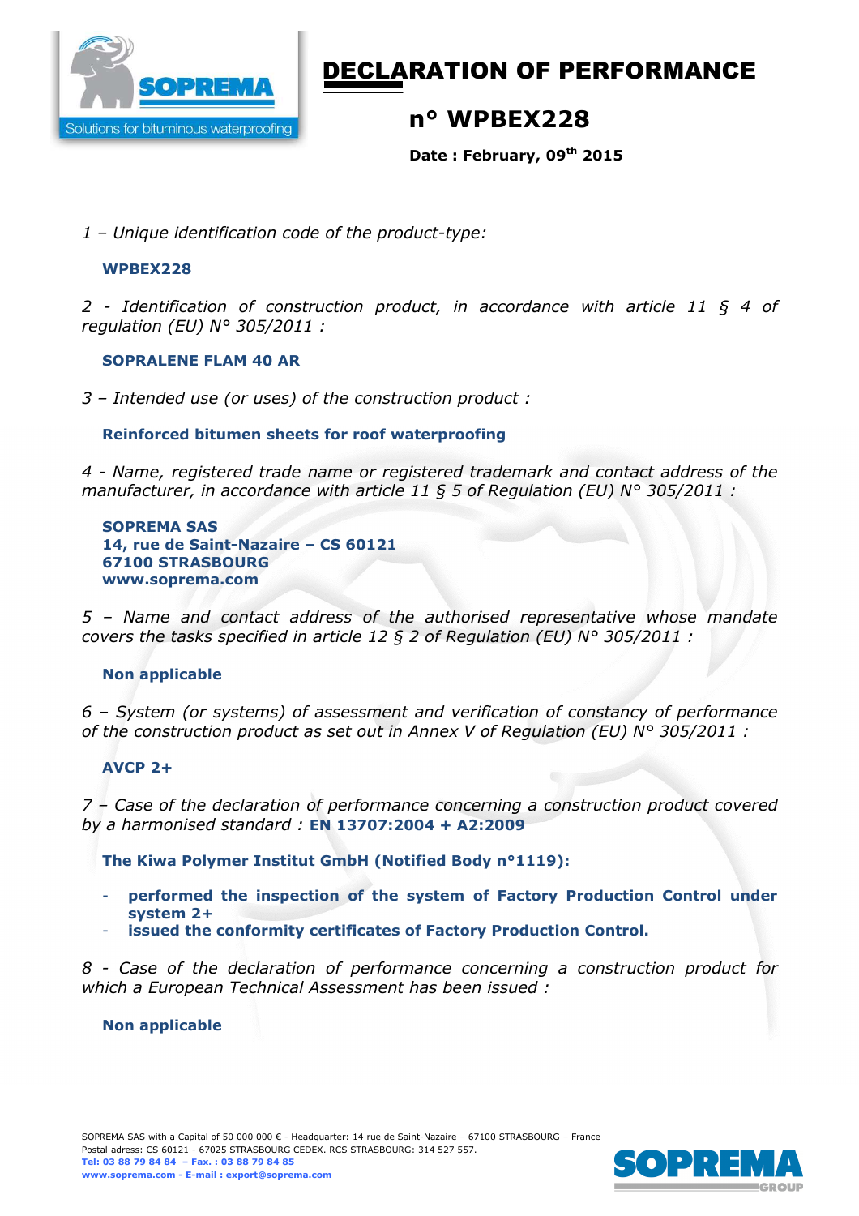# DECLARATION OF PERFORMANCE

## n° WPBEX228

**Date : February, 09th 2015**

*1 – Unique identification code of the product-type:*

**WPBEX228**

*2 - Identification of construction product, in accordance with article 11 § 4 of regulation (EU) N° 305/2011 :*

**SOPRALENE FLAM 40 AR**

*3 – Intended use (or uses) of the construction product :*

**Reinforced bitumen sheets for roof waterproofing**

*4 - Name, registered trade name or registered trademark and contact address of the manufacturer, in accordance with article 11 § 5 of Regulation (EU) N° 305/2011 :*

**SOPREMA SAS**
**14, rue de Saint-Nazaire – CS 60121**
**67100 STRASBOURG**
**www.soprema.com**

*5 – Name and contact address of the authorised representative whose mandate covers the tasks specified in article 12 § 2 of Regulation (EU) N° 305/2011 :*

**Non applicable**

*6 – System (or systems) of assessment and verification of constancy of performance of the construction product as set out in Annex V of Regulation (EU) N° 305/2011 :*

**AVCP 2+**

*7 – Case of the declaration of performance concerning a construction product covered by a harmonised standard :* **EN 13707:2004 + A2:2009**

**The Kiwa Polymer Institut GmbH (Notified Body n°1119):**

- **performed the inspection of the system of Factory Production Control under system 2+**
- **issued the conformity certificates of Factory Production Control.**

*8 - Case of the declaration of performance concerning a construction product for which a European Technical Assessment has been issued :*

**Non applicable**

SOPREMA SAS with a Capital of 50 000 000 € - Headquarter: 14 rue de Saint-Nazaire – 67100 STRASBOURG – France
Postal adress: CS 60121 - 67025 STRASBOURG CEDEX. RCS STRASBOURG: 314 527 557.
**Tel: 03 88 79 84 84 – Fax. : 03 88 79 84 85**
**www.soprema.com - E-mail : export@soprema.com**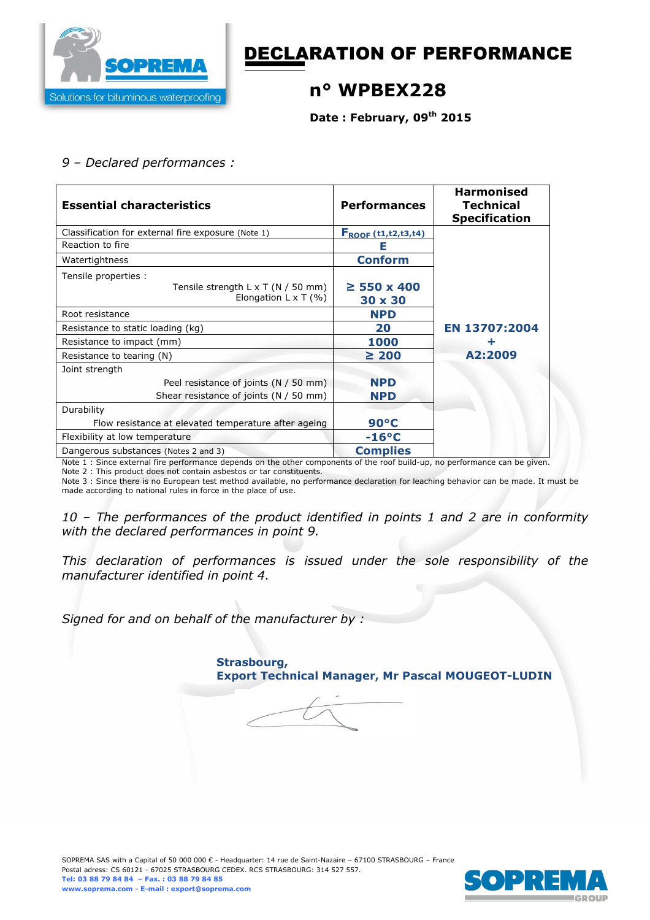# DECLARATION OF PERFORMANCE

## n° WPBEX228

**Date : February, 09th 2015**

*9 – Declared performances :*

| Essential characteristics | Performances | Harmonised Technical Specification |
|---|---|---|
| Classification for external fire exposure (Note 1) | $F_{ROOF}$ (t1,t2,t3,t4) | EN 13707:2004 + A2:2009 |
| Reaction to fire | E | |
| Watertightness | Conform | |
| Tensile properties : Tensile strength L x T (N / 50 mm) Elongation L x T (%) | ≥ 550 x 400 30 x 30 | |
| Root resistance | NPD | |
| Resistance to static loading (kg) | 20 | |
| Resistance to impact (mm) | 1000 | |
| Resistance to tearing (N) | ≥ 200 | |
| Joint strength Peel resistance of joints (N / 50 mm) Shear resistance of joints (N / 50 mm) | NPD NPD | |
| Durability Flow resistance at elevated temperature after ageing | 90°C | |
| Flexibility at low temperature | -16°C | |
| Dangerous substances (Notes 2 and 3) | Complies | |

Note 1 : Since external fire performance depends on the other components of the roof build-up, no performance can be given.
Note 2 : This product does not contain asbestos or tar constituents.
Note 3 : Since there is no European test method available, no performance declaration for leaching behavior can be made. It must be made according to national rules in force in the place of use.

*10 – The performances of the product identified in points 1 and 2 are in conformity with the declared performances in point 9.*

*This declaration of performances is issued under the sole responsibility of the manufacturer identified in point 4.*

*Signed for and on behalf of the manufacturer by :*

**Strasbourg,**
**Export Technical Manager, Mr Pascal MOUGEOT-LUDIN**

SOPREMA SAS with a Capital of 50 000 000 € - Headquarter: 14 rue de Saint-Nazaire – 67100 STRASBOURG – France
Postal adress: CS 60121 - 67025 STRASBOURG CEDEX. RCS STRASBOURG: 314 527 557.
**Tel: 03 88 79 84 84 – Fax. : 03 88 79 84 85**
**www.soprema.com - E-mail : export@soprema.com**